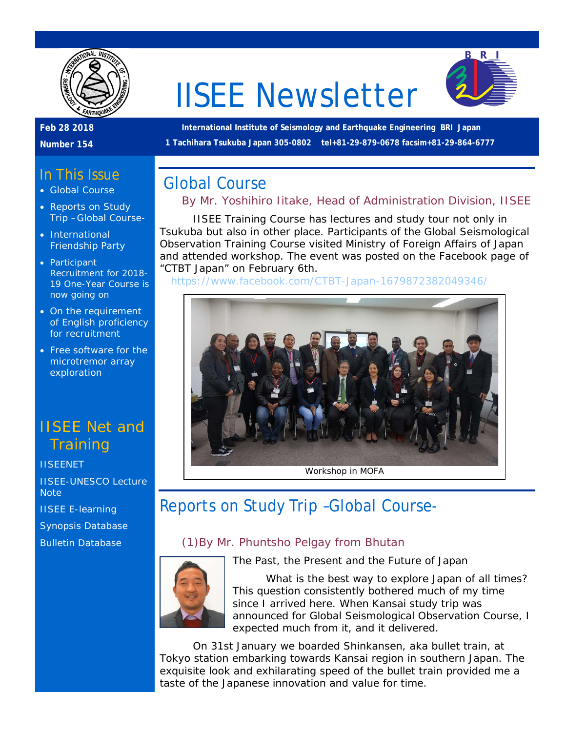# IISEE Newsletter

**Feb 28 2018**

**Number 154**

**International Institute of Seismology and Earthquake Engineering BRI Japan**

**1 Tachihara Tsukuba Japan 305-0802 tel+81-29-879-0678 facsim+81-29-864-6777**

## In This Issue

- Global Course
- Reports on Study Trip –Global Course-
- International Friendship Party
- Participant Recruitment for 2018-19 One-Year Course is now going on
- On the requirement of English proficiency for recruitment
- Free software for the microtremor array exploration

## IISEE Net and Training

IISEENET

IISEE-UNESCO Lecture Note

IISEE E-learning

Synopsis Database

Bulletin Database

## Global Course

### By Mr. Yoshihiro Iitake, Head of Administration Division, IISEE

IISEE Training Course has lectures and study tour not only in Tsukuba but also in other place. Participants of the Global Seismological Observation Training Course visited Ministry of Foreign Affairs of Japan and attended workshop. The event was posted on the Facebook page of "CTBT Japan" on February 6th.

https://www.facebook.com/CTBT-Japan-1679872382049346/

Workshop in MOFA

## Reports on Study Trip –Global Course-

### (1)By Mr. Phuntsho Pelgay from Bhutan

The Past, the Present and the Future of Japan

What is the best way to explore Japan of all times? This question consistently bothered much of my time since I arrived here. When Kansai study trip was announced for Global Seismological Observation Course, I expected much from it, and it delivered.

On 31st January we boarded Shinkansen, aka bullet train, at Tokyo station embarking towards Kansai region in southern Japan. The exquisite look and exhilarating speed of the bullet train provided me a taste of the Japanese innovation and value for time.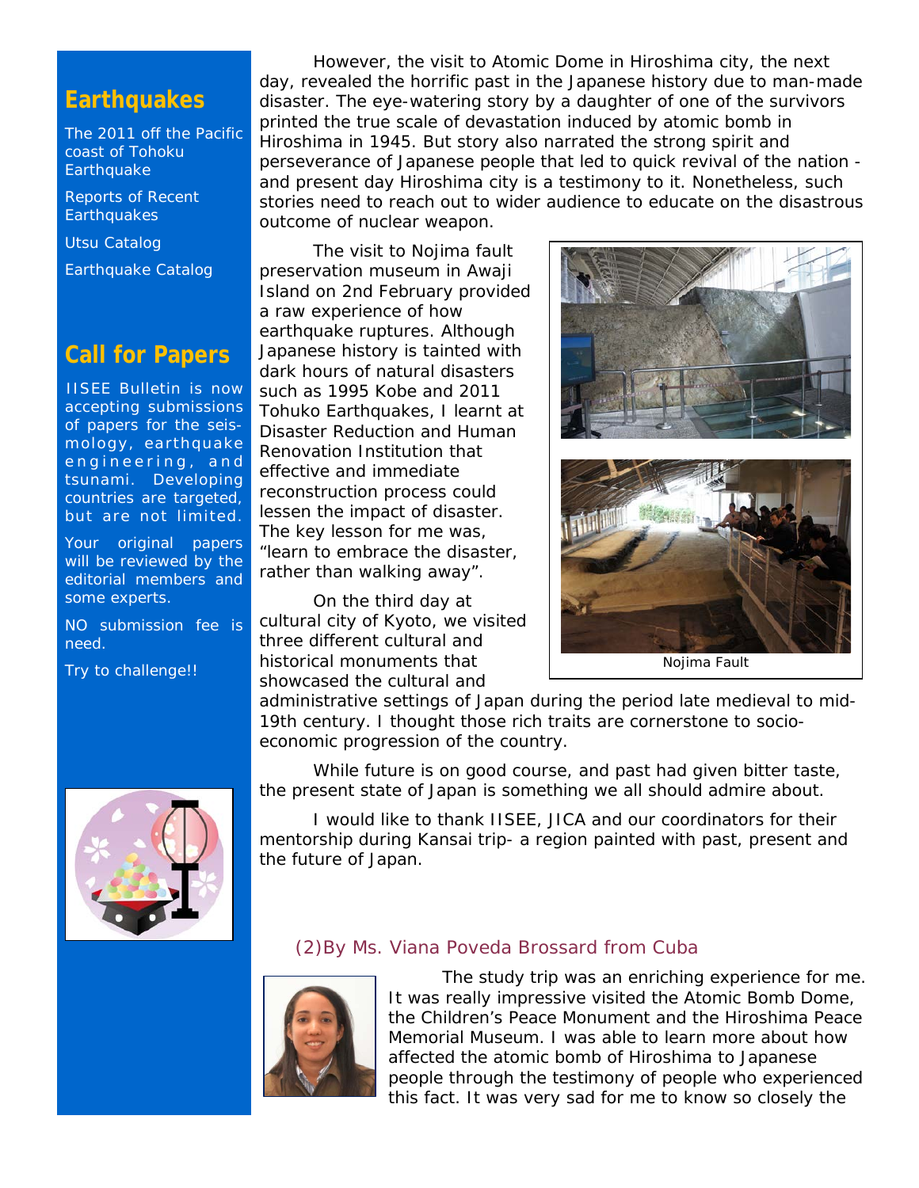## Earthquakes

The 2011 off the Pacific coast of Tohoku Earthquake

Reports of Recent Earthquakes

Utsu Catalog

Earthquake Catalog

## Call for Papers

IISEE Bulletin is now accepting submissions of papers for the seismology, earthquake engineering, and tsunami. Developing countries are targeted, but are not limited.

Your original papers will be reviewed by the editorial members and some experts.

NO submission fee is need.

Try to challenge!!

However, the visit to Atomic Dome in Hiroshima city, the next day, revealed the horrific past in the Japanese history due to man-made disaster. The eye-watering story by a daughter of one of the survivors printed the true scale of devastation induced by atomic bomb in Hiroshima in 1945. But story also narrated the strong spirit and perseverance of Japanese people that led to quick revival of the nation - and present day Hiroshima city is a testimony to it. Nonetheless, such stories need to reach out to wider audience to educate on the disastrous outcome of nuclear weapon.

The visit to Nojima fault preservation museum in Awaji Island on 2nd February provided a raw experience of how earthquake ruptures. Although Japanese history is tainted with dark hours of natural disasters such as 1995 Kobe and 2011 Tohuko Earthquakes, I learnt at Disaster Reduction and Human Renovation Institution that effective and immediate reconstruction process could lessen the impact of disaster. The key lesson for me was, “learn to embrace the disaster, rather than walking away”.

Nojima Fault

On the third day at cultural city of Kyoto, we visited three different cultural and historical monuments that showcased the cultural and administrative settings of Japan during the period late medieval to mid-19th century. I thought those rich traits are cornerstone to socio-economic progression of the country.

While future is on good course, and past had given bitter taste, the present state of Japan is something we all should admire about.

I would like to thank IISEE, JICA and our coordinators for their mentorship during Kansai trip- a region painted with past, present and the future of Japan.

### (2)By Ms. Viana Poveda Brossard from Cuba

The study trip was an enriching experience for me. It was really impressive visited the Atomic Bomb Dome, the Children’s Peace Monument and the Hiroshima Peace Memorial Museum. I was able to learn more about how affected the atomic bomb of Hiroshima to Japanese people through the testimony of people who experienced this fact. It was very sad for me to know so closely the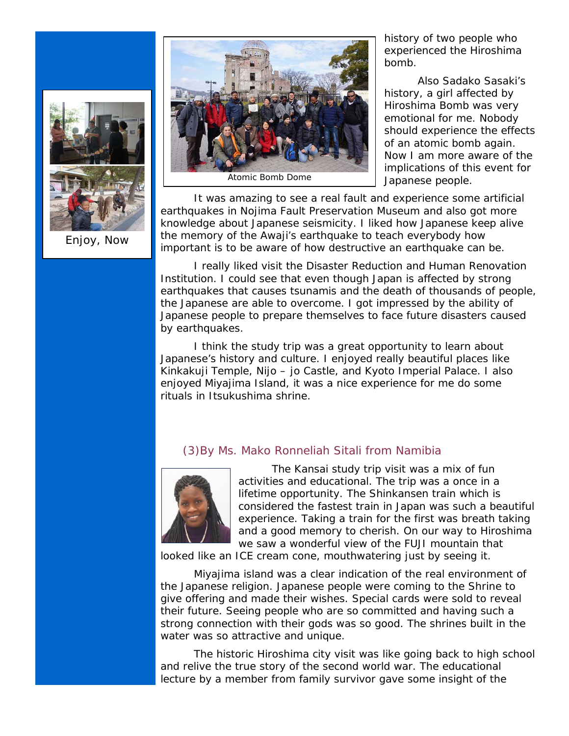Enjoy, Now

Atomic Bomb Dome

history of two people who experienced the Hiroshima bomb.

Also Sadako Sasaki's history, a girl affected by Hiroshima Bomb was very emotional for me. Nobody should experience the effects of an atomic bomb again. Now I am more aware of the implications of this event for Japanese people.

It was amazing to see a real fault and experience some artificial earthquakes in Nojima Fault Preservation Museum and also got more knowledge about Japanese seismicity. I liked how Japanese keep alive the memory of the Awaji's earthquake to teach everybody how important is to be aware of how destructive an earthquake can be.

I really liked visit the Disaster Reduction and Human Renovation Institution. I could see that even though Japan is affected by strong earthquakes that causes tsunamis and the death of thousands of people, the Japanese are able to overcome. I got impressed by the ability of Japanese people to prepare themselves to face future disasters caused by earthquakes.

I think the study trip was a great opportunity to learn about Japanese's history and culture. I enjoyed really beautiful places like Kinkakuji Temple, Nijo – jo Castle, and Kyoto Imperial Palace. I also enjoyed Miyajima Island, it was a nice experience for me do some rituals in Itsukushima shrine.

### (3)By Ms. Mako Ronneliah Sitali from Namibia

The Kansai study trip visit was a mix of fun activities and educational. The trip was a once in a lifetime opportunity. The Shinkansen train which is considered the fastest train in Japan was such a beautiful experience. Taking a train for the first was breath taking and a good memory to cherish. On our way to Hiroshima we saw a wonderful view of the FUJI mountain that looked like an ICE cream cone, mouthwatering just by seeing it.

Miyajima island was a clear indication of the real environment of the Japanese religion. Japanese people were coming to the Shrine to give offering and made their wishes. Special cards were sold to reveal their future. Seeing people who are so committed and having such a strong connection with their gods was so good. The shrines built in the water was so attractive and unique.

The historic Hiroshima city visit was like going back to high school and relive the true story of the second world war. The educational lecture by a member from family survivor gave some insight of the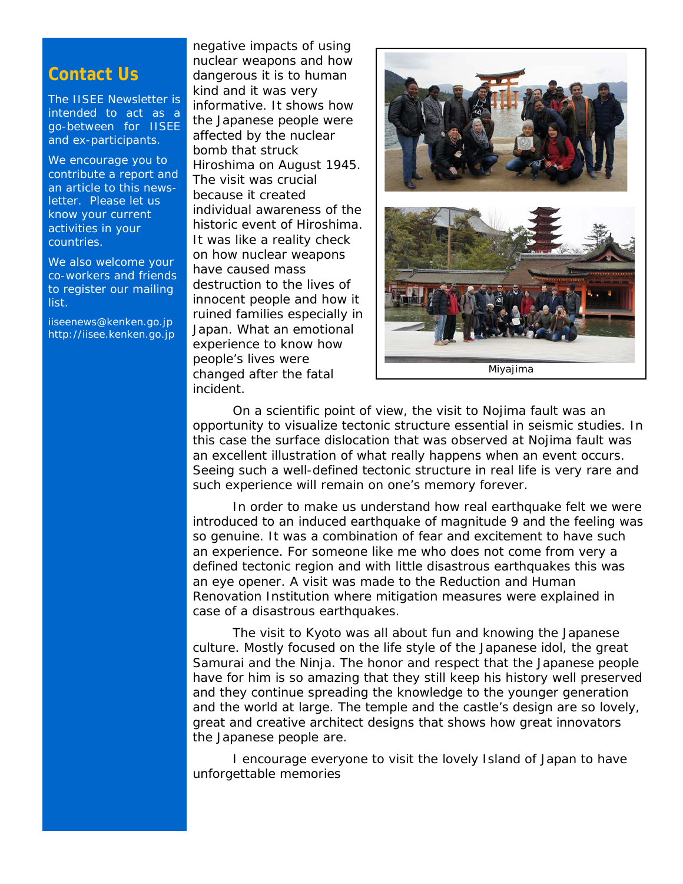## Contact Us

The IISEE Newsletter is intended to act as a go-between for IISEE and ex-participants.

We encourage you to contribute a report and an article to this news-letter. Please let us know your current activities in your countries.

We also welcome your co-workers and friends to register our mailing list.

iiseenews@kenken.go.jp
http://iisee.kenken.go.jp

negative impacts of using nuclear weapons and how dangerous it is to human kind and it was very informative. It shows how the Japanese people were affected by the nuclear bomb that struck Hiroshima on August 1945. The visit was crucial because it created individual awareness of the historic event of Hiroshima. It was like a reality check on how nuclear weapons have caused mass destruction to the lives of innocent people and how it ruined families especially in Japan. What an emotional experience to know how people's lives were changed after the fatal incident.

Miyajima

On a scientific point of view, the visit to Nojima fault was an opportunity to visualize tectonic structure essential in seismic studies. In this case the surface dislocation that was observed at Nojima fault was an excellent illustration of what really happens when an event occurs. Seeing such a well-defined tectonic structure in real life is very rare and such experience will remain on one's memory forever.

In order to make us understand how real earthquake felt we were introduced to an induced earthquake of magnitude 9 and the feeling was so genuine. It was a combination of fear and excitement to have such an experience. For someone like me who does not come from very a defined tectonic region and with little disastrous earthquakes this was an eye opener. A visit was made to the Reduction and Human Renovation Institution where mitigation measures were explained in case of a disastrous earthquakes.

The visit to Kyoto was all about fun and knowing the Japanese culture. Mostly focused on the life style of the Japanese idol, the great Samurai and the Ninja. The honor and respect that the Japanese people have for him is so amazing that they still keep his history well preserved and they continue spreading the knowledge to the younger generation and the world at large. The temple and the castle's design are so lovely, great and creative architect designs that shows how great innovators the Japanese people are.

I encourage everyone to visit the lovely Island of Japan to have unforgettable memories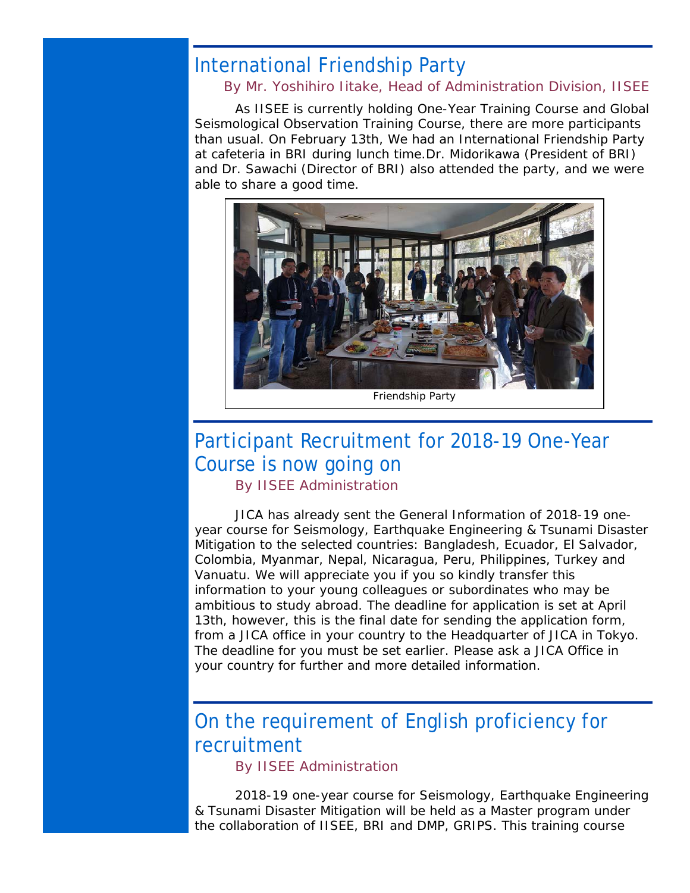## International Friendship Party

By Mr. Yoshihiro Iitake, Head of Administration Division, IISEE

As IISEE is currently holding One-Year Training Course and Global Seismological Observation Training Course, there are more participants than usual. On February 13th, We had an International Friendship Party at cafeteria in BRI during lunch time.Dr. Midorikawa (President of BRI) and Dr. Sawachi (Director of BRI) also attended the party, and we were able to share a good time.

Friendship Party

## Participant Recruitment for 2018-19 One-Year Course is now going on

By IISEE Administration

JICA has already sent the General Information of 2018-19 one-year course for Seismology, Earthquake Engineering & Tsunami Disaster Mitigation to the selected countries: Bangladesh, Ecuador, El Salvador, Colombia, Myanmar, Nepal, Nicaragua, Peru, Philippines, Turkey and Vanuatu. We will appreciate you if you so kindly transfer this information to your young colleagues or subordinates who may be ambitious to study abroad. The deadline for application is set at April 13th, however, this is the final date for sending the application form, from a JICA office in your country to the Headquarter of JICA in Tokyo. The deadline for you must be set earlier. Please ask a JICA Office in your country for further and more detailed information.

## On the requirement of English proficiency for recruitment

By IISEE Administration

2018-19 one-year course for Seismology, Earthquake Engineering & Tsunami Disaster Mitigation will be held as a Master program under the collaboration of IISEE, BRI and DMP, GRIPS. This training course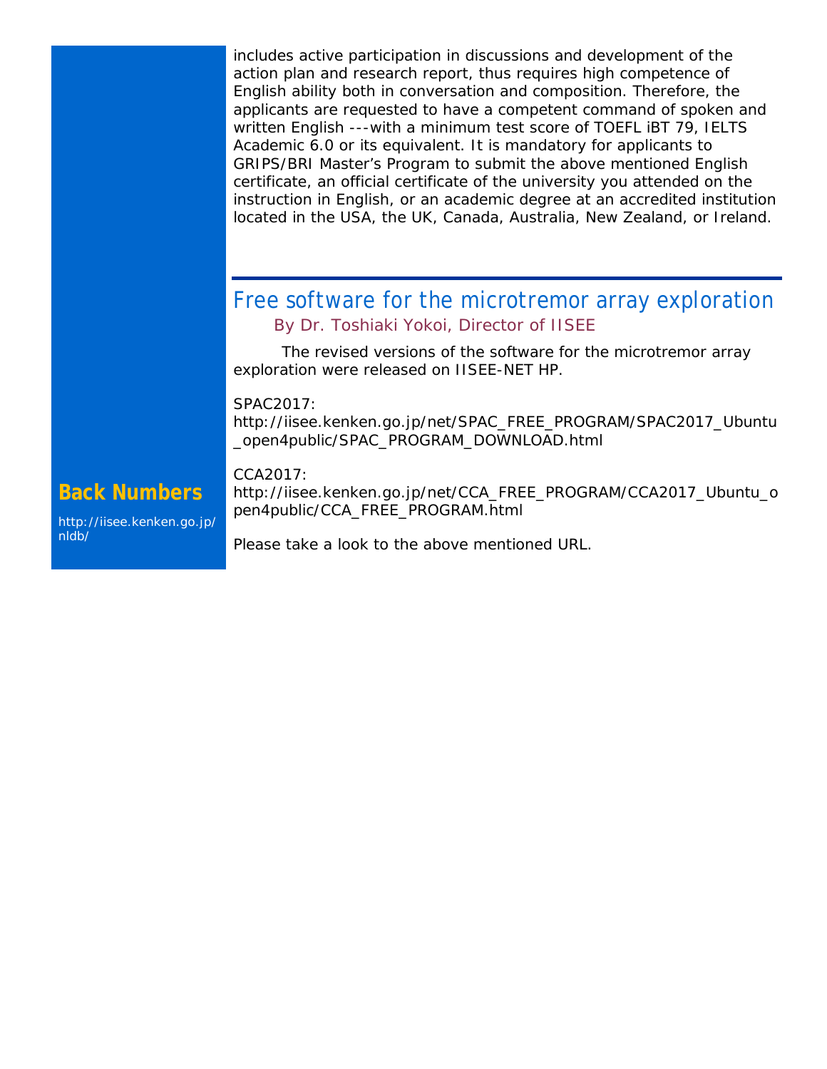includes active participation in discussions and development of the action plan and research report, thus requires high competence of English ability both in conversation and composition. Therefore, the applicants are requested to have a competent command of spoken and written English ---with a minimum test score of TOEFL iBT 79, IELTS Academic 6.0 or its equivalent. It is mandatory for applicants to GRIPS/BRI Master's Program to submit the above mentioned English certificate, an official certificate of the university you attended on the instruction in English, or an academic degree at an accredited institution located in the USA, the UK, Canada, Australia, New Zealand, or Ireland.

## Free software for the microtremor array exploration

By Dr. Toshiaki Yokoi, Director of IISEE

The revised versions of the software for the microtremor array exploration were released on IISEE-NET HP.

SPAC2017:
http://iisee.kenken.go.jp/net/SPAC_FREE_PROGRAM/SPAC2017_Ubuntu_open4public/SPAC_PROGRAM_DOWNLOAD.html

CCA2017:
http://iisee.kenken.go.jp/net/CCA_FREE_PROGRAM/CCA2017_Ubuntu_open4public/CCA_FREE_PROGRAM.html

Please take a look to the above mentioned URL.

## Back Numbers

http://iisee.kenken.go.jp/nldb/